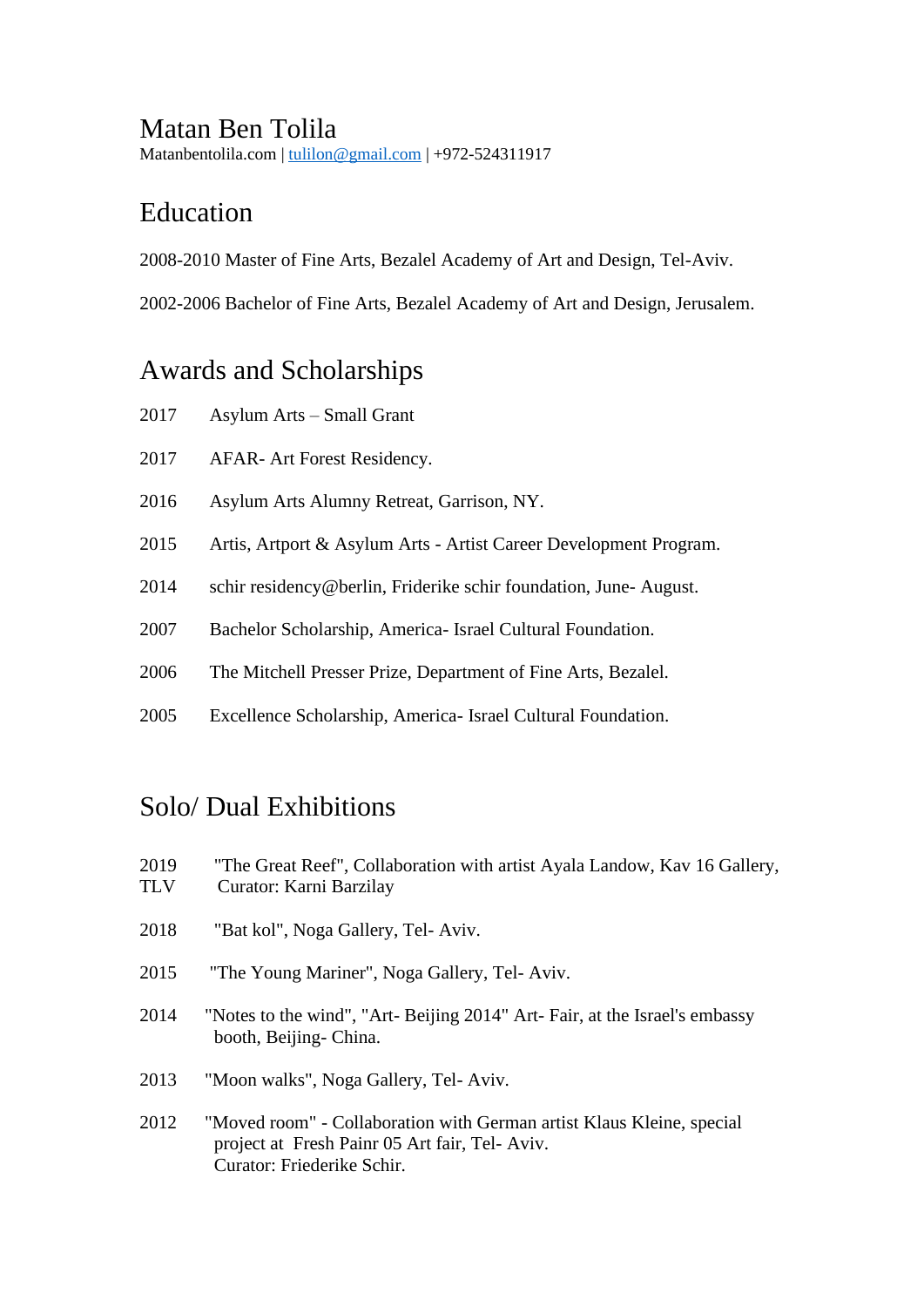# Matan Ben Tolila

Matanbentolila.com | tulilon@gmail.com | +972-524311917

## Education

2008-2010 Master of Fine Arts, Bezalel Academy of Art and Design, Tel-Aviv.

2002-2006 Bachelor of Fine Arts, Bezalel Academy of Art and Design, Jerusalem.

## Awards and Scholarships

2017 Asylum Arts – Small Grant

2017 AFAR- Art Forest Residency.

2016 Asylum Arts Alumny Retreat, Garrison, NY.

2015 Artis, Artport & Asylum Arts - Artist Career Development Program.

2014 schir residency@berlin, Friderike schir foundation, June- August.

2007 Bachelor Scholarship, America- Israel Cultural Foundation.

2006 The Mitchell Presser Prize, Department of Fine Arts, Bezalel.

2005 Excellence Scholarship, America- Israel Cultural Foundation.

## Solo/ Dual Exhibitions

2019 TLV "The Great Reef", Collaboration with artist Ayala Landow, Kav 16 Gallery, Curator: Karni Barzilay

2018 "Bat kol", Noga Gallery, Tel- Aviv.

2015 "The Young Mariner", Noga Gallery, Tel- Aviv.

2014 "Notes to the wind", "Art- Beijing 2014" Art- Fair, at the Israel's embassy booth, Beijing- China.

2013 "Moon walks", Noga Gallery, Tel- Aviv.

2012 "Moved room" - Collaboration with German artist Klaus Kleine, special project at Fresh Painr 05 Art fair, Tel- Aviv.
Curator: Friederike Schir.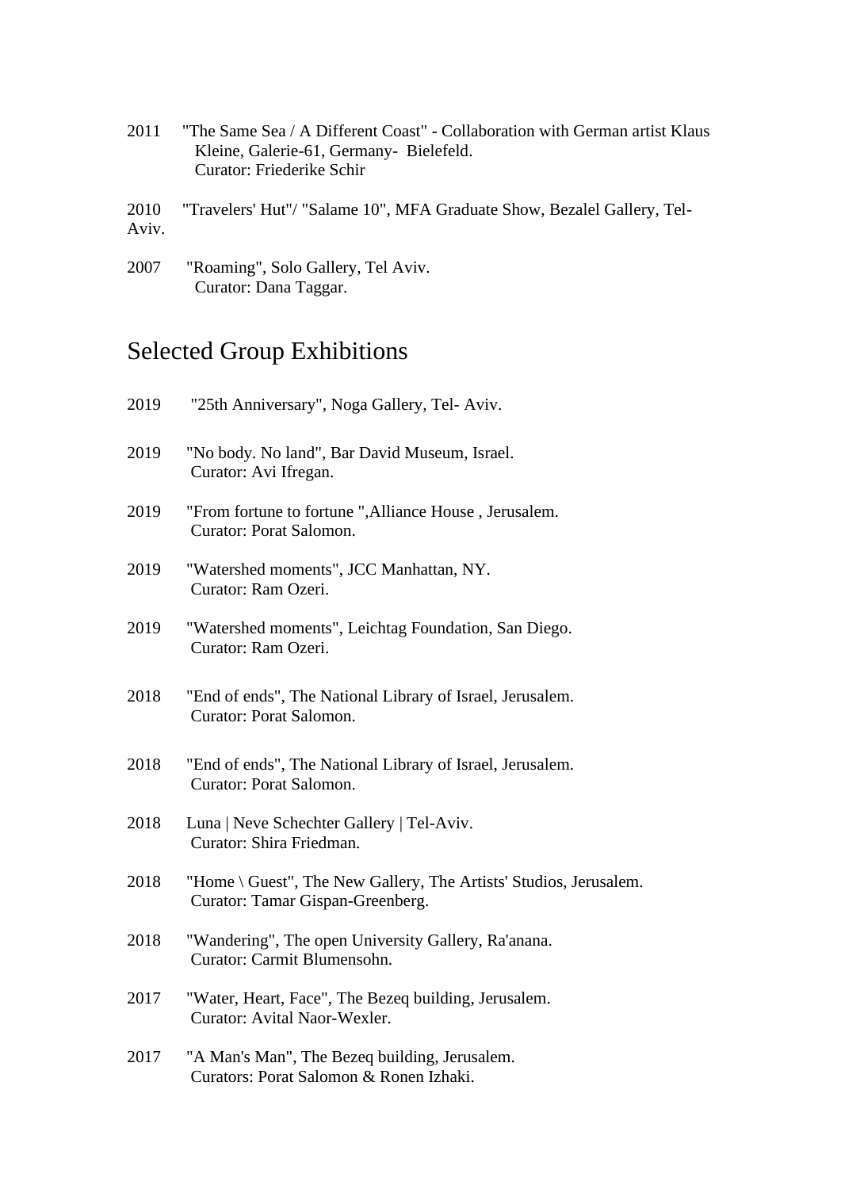2011 "The Same Sea / A Different Coast" - Collaboration with German artist Klaus Kleine, Galerie-61, Germany- Bielefeld.
Curator: Friederike Schir

2010 "Travelers' Hut"/ "Salame 10", MFA Graduate Show, Bezalel Gallery, Tel-Aviv.

2007 "Roaming", Solo Gallery, Tel Aviv.
Curator: Dana Taggar.

## Selected Group Exhibitions

2019 "25th Anniversary", Noga Gallery, Tel- Aviv.

2019 "No body. No land", Bar David Museum, Israel.
Curator: Avi Ifregan.

2019 "From fortune to fortune ",Alliance House , Jerusalem.
Curator: Porat Salomon.

2019 "Watershed moments", JCC Manhattan, NY.
Curator: Ram Ozeri.

2019 "Watershed moments", Leichtag Foundation, San Diego.
Curator: Ram Ozeri.

2018 "End of ends", The National Library of Israel, Jerusalem.
Curator: Porat Salomon.

2018 "End of ends", The National Library of Israel, Jerusalem.
Curator: Porat Salomon.

2018 Luna | Neve Schechter Gallery | Tel-Aviv.
Curator: Shira Friedman.

2018 "Home \ Guest", The New Gallery, The Artists' Studios, Jerusalem.
Curator: Tamar Gispan-Greenberg.

2018 "Wandering", The open University Gallery, Ra'anana.
Curator: Carmit Blumensohn.

2017 "Water, Heart, Face", The Bezeq building, Jerusalem.
Curator: Avital Naor-Wexler.

2017 "A Man's Man", The Bezeq building, Jerusalem.
Curators: Porat Salomon & Ronen Izhaki.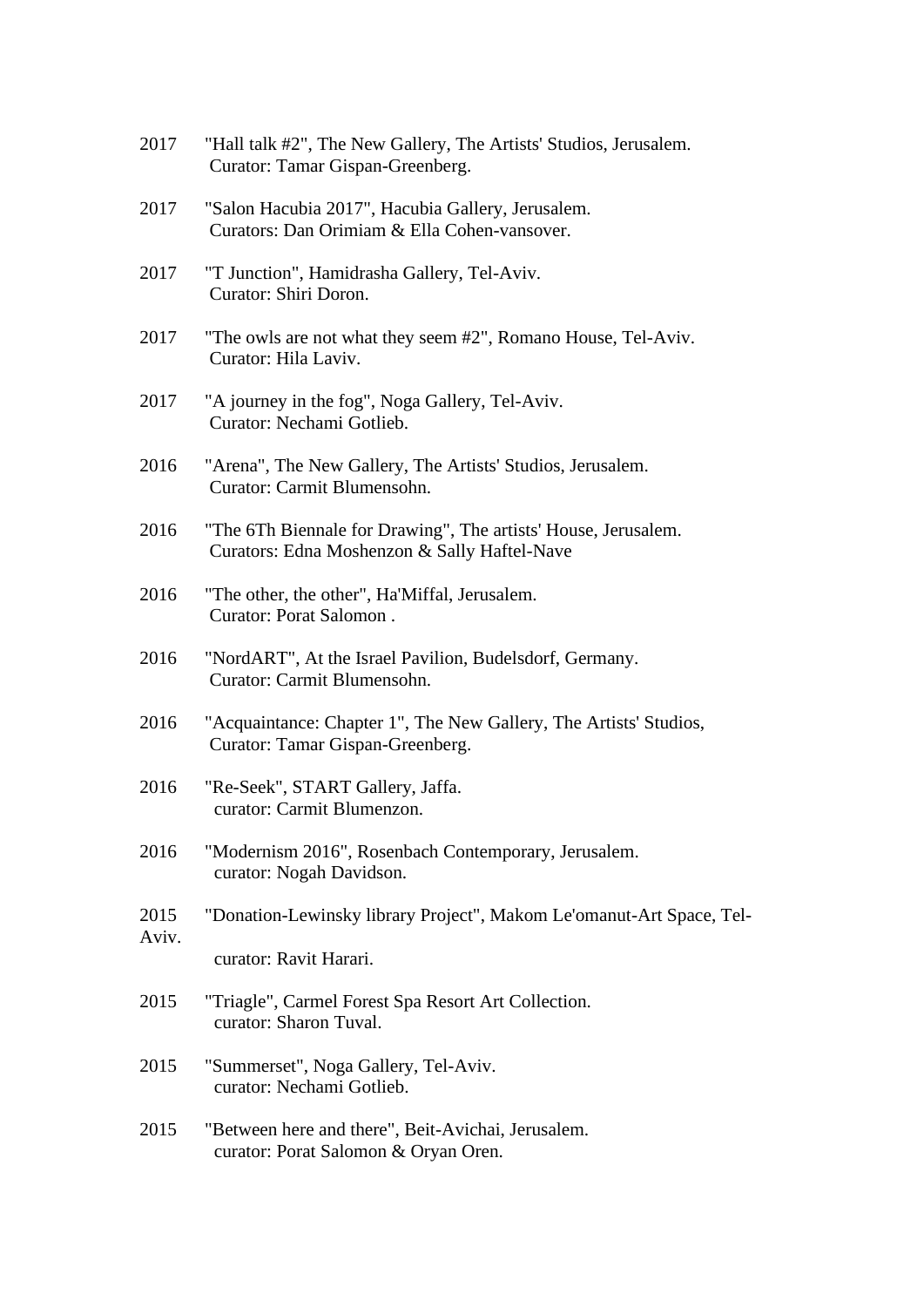2017 "Hall talk #2", The New Gallery, The Artists' Studios, Jerusalem.
Curator: Tamar Gispan-Greenberg.

2017 "Salon Hacubia 2017", Hacubia Gallery, Jerusalem.
Curators: Dan Orimiam & Ella Cohen-vansover.

2017 "T Junction", Hamidrasha Gallery, Tel-Aviv.
Curator: Shiri Doron.

2017 "The owls are not what they seem #2", Romano House, Tel-Aviv.
Curator: Hila Laviv.

2017 "A journey in the fog", Noga Gallery, Tel-Aviv.
Curator: Nechami Gotlieb.

2016 "Arena", The New Gallery, The Artists' Studios, Jerusalem.
Curator: Carmit Blumensohn.

2016 "The 6Th Biennale for Drawing", The artists' House, Jerusalem.
Curators: Edna Moshenzon & Sally Haftel-Nave

2016 "The other, the other", Ha'Miffal, Jerusalem.
Curator: Porat Salomon .

2016 "NordART", At the Israel Pavilion, Budelsdorf, Germany.
Curator: Carmit Blumensohn.

2016 "Acquaintance: Chapter 1", The New Gallery, The Artists' Studios,
Curator: Tamar Gispan-Greenberg.

2016 "Re-Seek", START Gallery, Jaffa.
curator: Carmit Blumenzon.

2016 "Modernism 2016", Rosenbach Contemporary, Jerusalem.
curator: Nogah Davidson.

2015 "Donation-Lewinsky library Project", Makom Le'omanut-Art Space, Tel-Aviv.
curator: Ravit Harari.

2015 "Triagle", Carmel Forest Spa Resort Art Collection.
curator: Sharon Tuval.

2015 "Summerset", Noga Gallery, Tel-Aviv.
curator: Nechami Gotlieb.

2015 "Between here and there", Beit-Avichai, Jerusalem.
curator: Porat Salomon & Oryan Oren.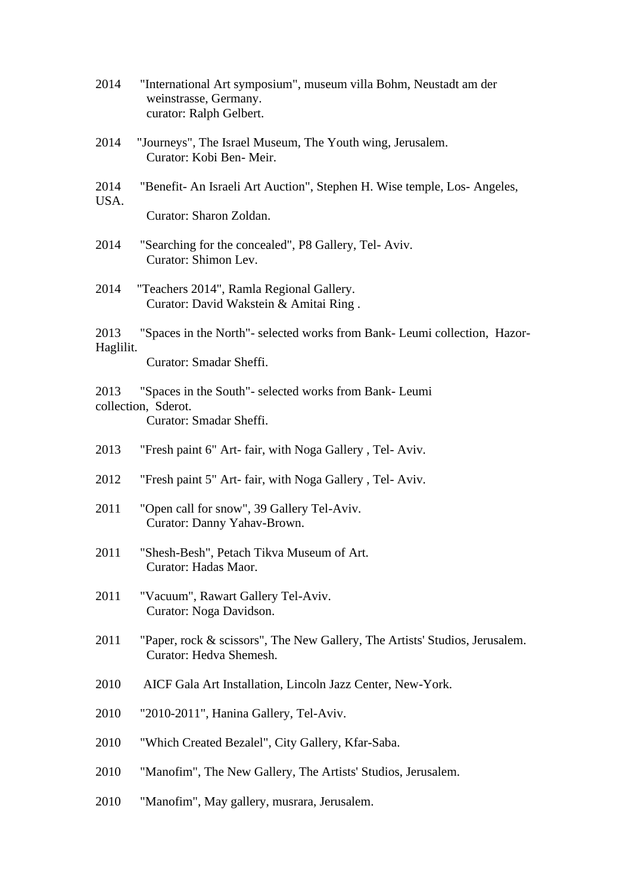2014 "International Art symposium", museum villa Bohm, Neustadt am der weinstrasse, Germany.
curator: Ralph Gelbert.

2014 "Journeys", The Israel Museum, The Youth wing, Jerusalem.
Curator: Kobi Ben- Meir.

2014 "Benefit- An Israeli Art Auction", Stephen H. Wise temple, Los- Angeles, USA.
Curator: Sharon Zoldan.

2014 "Searching for the concealed", P8 Gallery, Tel- Aviv.
Curator: Shimon Lev.

2014 "Teachers 2014", Ramla Regional Gallery.
Curator: David Wakstein & Amitai Ring .

2013 "Spaces in the North"- selected works from Bank- Leumi collection, Hazor-Haglilit.
Curator: Smadar Sheffi.

2013 "Spaces in the South"- selected works from Bank- Leumi collection, Sderot.
Curator: Smadar Sheffi.

2013 "Fresh paint 6" Art- fair, with Noga Gallery , Tel- Aviv.

2012 "Fresh paint 5" Art- fair, with Noga Gallery , Tel- Aviv.

2011 "Open call for snow", 39 Gallery Tel-Aviv.
Curator: Danny Yahav-Brown.

2011 "Shesh-Besh", Petach Tikva Museum of Art.
Curator: Hadas Maor.

2011 "Vacuum", Rawart Gallery Tel-Aviv.
Curator: Noga Davidson.

2011 "Paper, rock & scissors", The New Gallery, The Artists' Studios, Jerusalem.
Curator: Hedva Shemesh.

2010 AICF Gala Art Installation, Lincoln Jazz Center, New-York.

2010 "2010-2011", Hanina Gallery, Tel-Aviv.

2010 "Which Created Bezalel", City Gallery, Kfar-Saba.

2010 "Manofim", The New Gallery, The Artists' Studios, Jerusalem.

2010 "Manofim", May gallery, musrara, Jerusalem.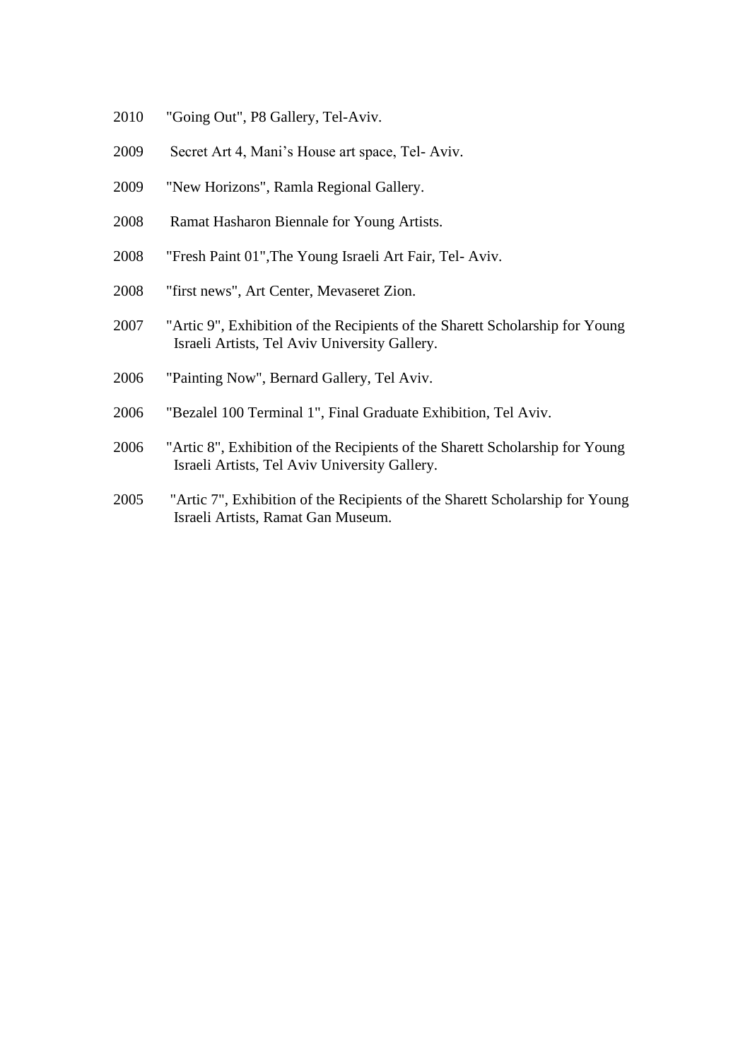2010 "Going Out", P8 Gallery, Tel-Aviv.

2009 Secret Art 4, Mani's House art space, Tel- Aviv.

2009 "New Horizons", Ramla Regional Gallery.

2008 Ramat Hasharon Biennale for Young Artists.

2008 "Fresh Paint 01",The Young Israeli Art Fair, Tel- Aviv.

2008 "first news", Art Center, Mevaseret Zion.

2007 "Artic 9", Exhibition of the Recipients of the Sharett Scholarship for Young Israeli Artists, Tel Aviv University Gallery.

2006 "Painting Now", Bernard Gallery, Tel Aviv.

2006 "Bezalel 100 Terminal 1", Final Graduate Exhibition, Tel Aviv.

2006 "Artic 8", Exhibition of the Recipients of the Sharett Scholarship for Young Israeli Artists, Tel Aviv University Gallery.

2005 "Artic 7", Exhibition of the Recipients of the Sharett Scholarship for Young Israeli Artists, Ramat Gan Museum.